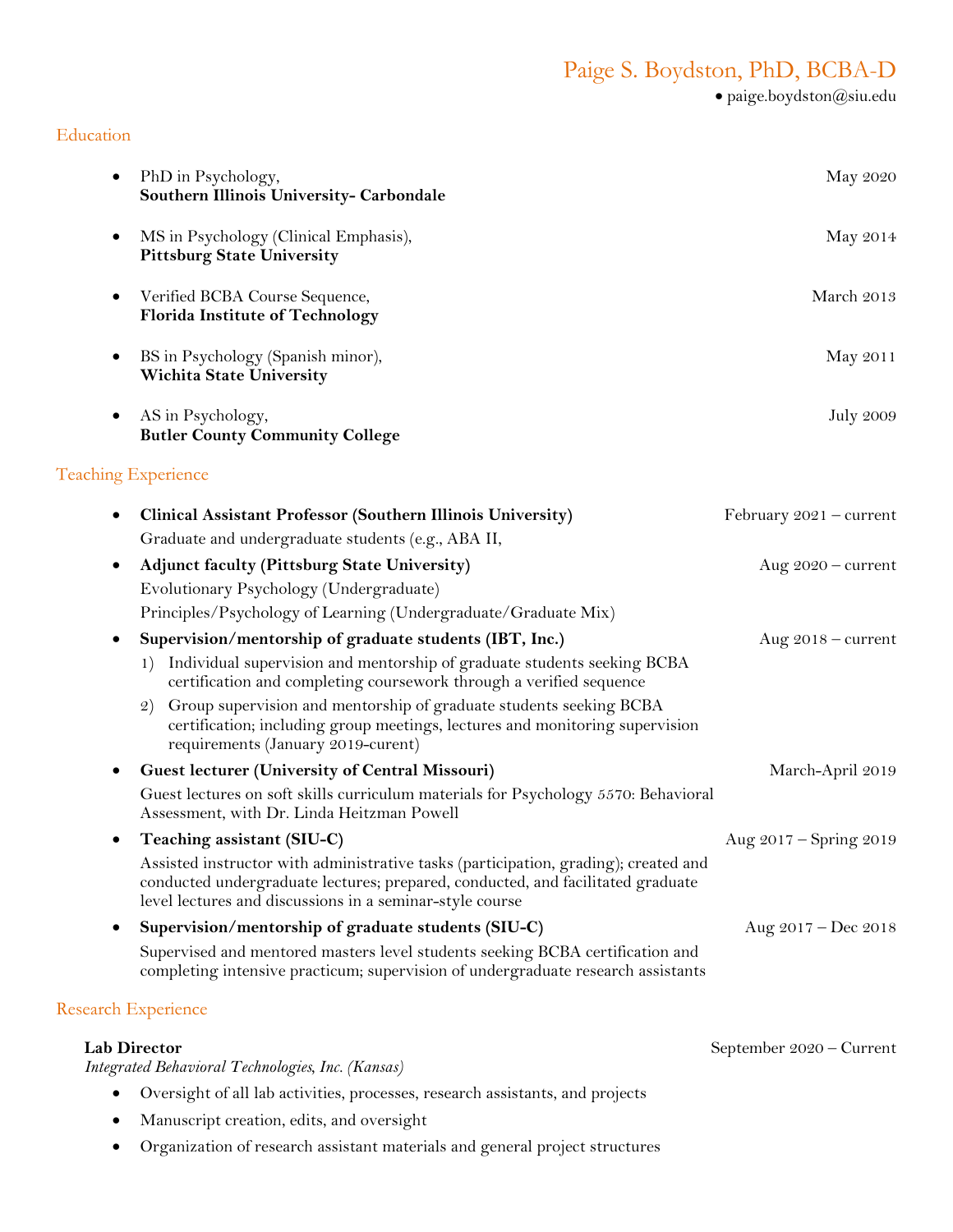# Paige S. Boydston, PhD, BCBA-D

• paige.boydston@siu.edu

## Education

- PhD in Psychology, **Southern Illinois University- Carbondale** — May 2020
- MS in Psychology (Clinical Emphasis), **Pittsburg State University** — May 2014
- Verified BCBA Course Sequence, **Florida Institute of Technology** — March 2013
- BS in Psychology (Spanish minor), **Wichita State University** — May 2011
- AS in Psychology, **Butler County Community College** — July 2009

## Teaching Experience

- **Clinical Assistant Professor (Southern Illinois University)** — February 2021 – current
  Graduate and undergraduate students (e.g., ABA II,
- **Adjunct faculty (Pittsburg State University)** — Aug 2020 – current
  Evolutionary Psychology (Undergraduate)
  Principles/Psychology of Learning (Undergraduate/Graduate Mix)
- **Supervision/mentorship of graduate students (IBT, Inc.)** — Aug 2018 – current
  1) Individual supervision and mentorship of graduate students seeking BCBA certification and completing coursework through a verified sequence
  2) Group supervision and mentorship of graduate students seeking BCBA certification; including group meetings, lectures and monitoring supervision requirements (January 2019-curent)
- **Guest lecturer (University of Central Missouri)** — March-April 2019
  Guest lectures on soft skills curriculum materials for Psychology 5570: Behavioral Assessment, with Dr. Linda Heitzman Powell
- **Teaching assistant (SIU-C)** — Aug 2017 – Spring 2019
  Assisted instructor with administrative tasks (participation, grading); created and conducted undergraduate lectures; prepared, conducted, and facilitated graduate level lectures and discussions in a seminar-style course
- **Supervision/mentorship of graduate students (SIU-C)** — Aug 2017 – Dec 2018
  Supervised and mentored masters level students seeking BCBA certification and completing intensive practicum; supervision of undergraduate research assistants

## Research Experience

**Lab Director** — September 2020 – Current
*Integrated Behavioral Technologies, Inc. (Kansas)*

- Oversight of all lab activities, processes, research assistants, and projects
- Manuscript creation, edits, and oversight
- Organization of research assistant materials and general project structures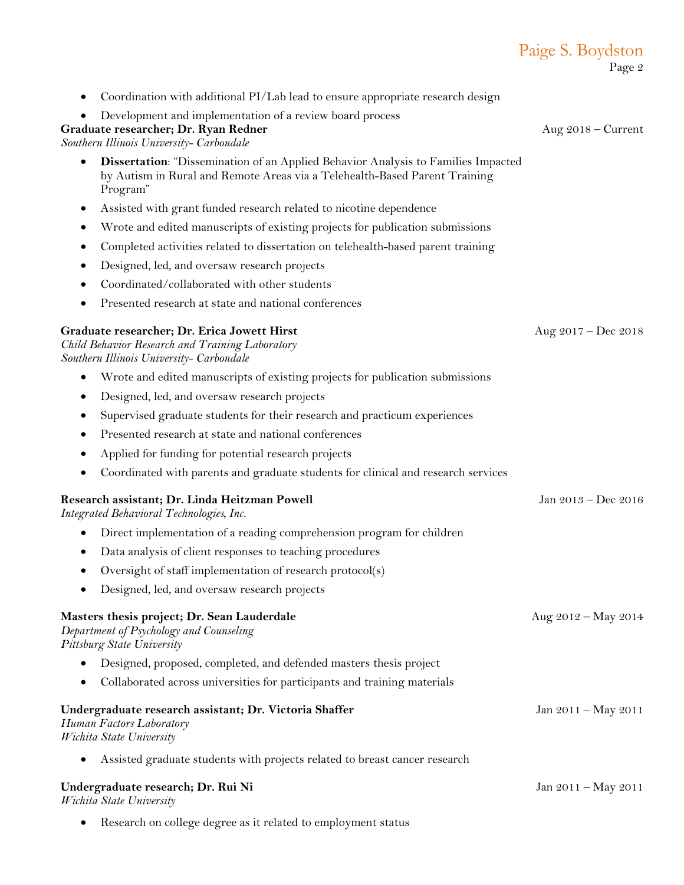- Coordination with additional PI/Lab lead to ensure appropriate research design
- Development and implementation of a review board process

**Graduate researcher; Dr. Ryan Redner** — Aug 2018 – Current
*Southern Illinois University- Carbondale*

- **Dissertation**: "Dissemination of an Applied Behavior Analysis to Families Impacted by Autism in Rural and Remote Areas via a Telehealth-Based Parent Training Program"
- Assisted with grant funded research related to nicotine dependence
- Wrote and edited manuscripts of existing projects for publication submissions
- Completed activities related to dissertation on telehealth-based parent training
- Designed, led, and oversaw research projects
- Coordinated/collaborated with other students
- Presented research at state and national conferences

**Graduate researcher; Dr. Erica Jowett Hirst** — Aug 2017 – Dec 2018
*Child Behavior Research and Training Laboratory*
*Southern Illinois University- Carbondale*

- Wrote and edited manuscripts of existing projects for publication submissions
- Designed, led, and oversaw research projects
- Supervised graduate students for their research and practicum experiences
- Presented research at state and national conferences
- Applied for funding for potential research projects
- Coordinated with parents and graduate students for clinical and research services

**Research assistant; Dr. Linda Heitzman Powell** — Jan 2013 – Dec 2016
*Integrated Behavioral Technologies, Inc.*

- Direct implementation of a reading comprehension program for children
- Data analysis of client responses to teaching procedures
- Oversight of staff implementation of research protocol(s)
- Designed, led, and oversaw research projects

**Masters thesis project; Dr. Sean Lauderdale** — Aug 2012 – May 2014
*Department of Psychology and Counseling*
*Pittsburg State University*

- Designed, proposed, completed, and defended masters thesis project
- Collaborated across universities for participants and training materials

**Undergraduate research assistant; Dr. Victoria Shaffer** — Jan 2011 – May 2011
*Human Factors Laboratory*
*Wichita State University*

- Assisted graduate students with projects related to breast cancer research

**Undergraduate research; Dr. Rui Ni** — Jan 2011 – May 2011
*Wichita State University*

- Research on college degree as it related to employment status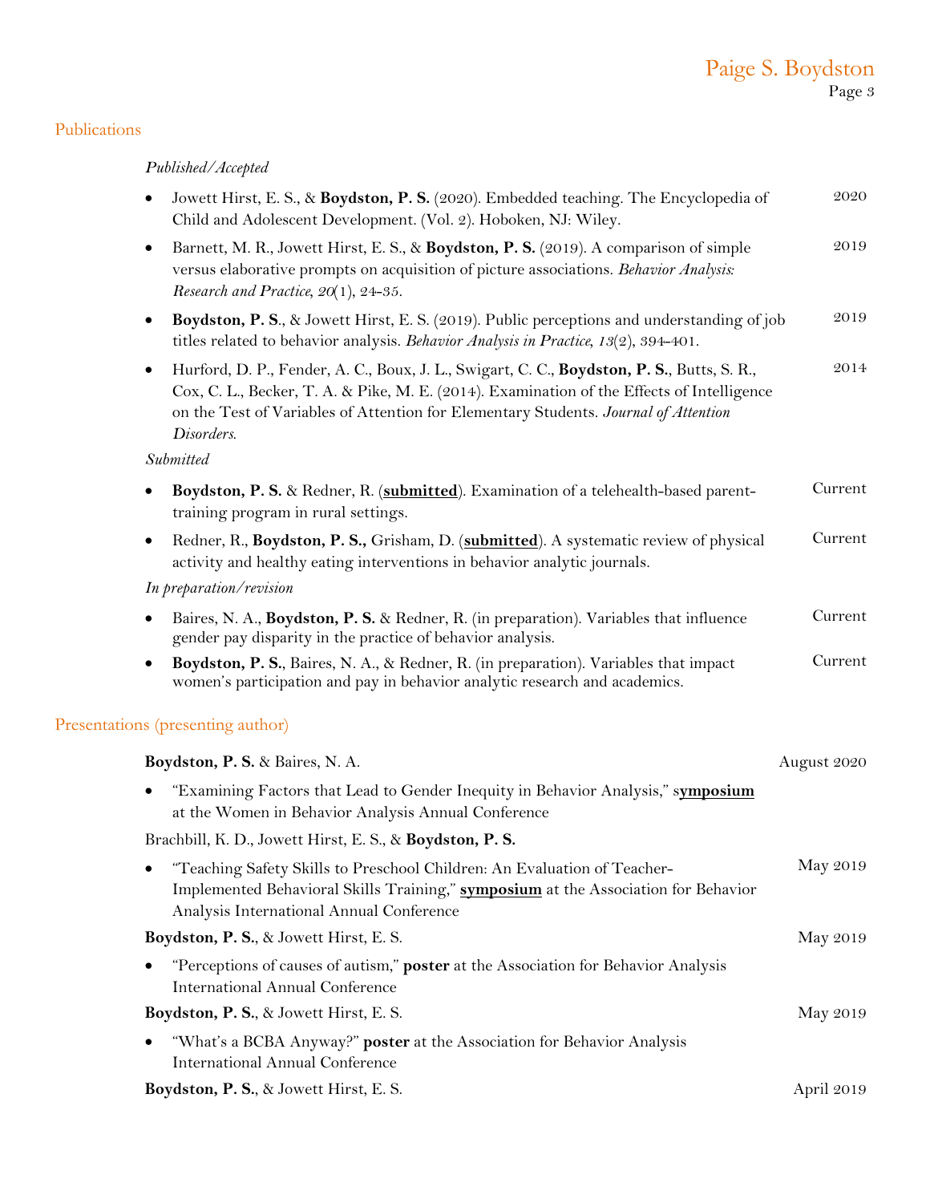## Publications

*Published/Accepted*

- Jowett Hirst, E. S., & **Boydston, P. S.** (2020). Embedded teaching. The Encyclopedia of Child and Adolescent Development. (Vol. 2). Hoboken, NJ: Wiley. — 2020
- Barnett, M. R., Jowett Hirst, E. S., & **Boydston, P. S.** (2019). A comparison of simple versus elaborative prompts on acquisition of picture associations. *Behavior Analysis: Research and Practice*, *20*(1), 24-35. — 2019
- **Boydston, P. S.**, & Jowett Hirst, E. S. (2019). Public perceptions and understanding of job titles related to behavior analysis. *Behavior Analysis in Practice*, *13*(2), 394-401. — 2019
- Hurford, D. P., Fender, A. C., Boux, J. L., Swigart, C. C., **Boydston, P. S.**, Butts, S. R., Cox, C. L., Becker, T. A. & Pike, M. E. (2014). Examination of the Effects of Intelligence on the Test of Variables of Attention for Elementary Students. *Journal of Attention Disorders*. — 2014

*Submitted*

- **Boydston, P. S.** & Redner, R. (**submitted**). Examination of a telehealth-based parent-training program in rural settings. — Current
- Redner, R., **Boydston, P. S.,** Grisham, D. (**submitted**). A systematic review of physical activity and healthy eating interventions in behavior analytic journals. — Current

*In preparation/revision*

- Baires, N. A., **Boydston, P. S.** & Redner, R. (in preparation). Variables that influence gender pay disparity in the practice of behavior analysis. — Current
- **Boydston, P. S.**, Baires, N. A., & Redner, R. (in preparation). Variables that impact women's participation and pay in behavior analytic research and academics. — Current

## Presentations (presenting author)

**Boydston, P. S.** & Baires, N. A. — August 2020

- "Examining Factors that Lead to Gender Inequity in Behavior Analysis," **symposium** at the Women in Behavior Analysis Annual Conference

Brachbill, K. D., Jowett Hirst, E. S., & **Boydston, P. S.** — May 2019

- "Teaching Safety Skills to Preschool Children: An Evaluation of Teacher-Implemented Behavioral Skills Training," **symposium** at the Association for Behavior Analysis International Annual Conference

**Boydston, P. S.**, & Jowett Hirst, E. S. — May 2019

- "Perceptions of causes of autism," **poster** at the Association for Behavior Analysis International Annual Conference

**Boydston, P. S.**, & Jowett Hirst, E. S. — May 2019

- "What's a BCBA Anyway?" **poster** at the Association for Behavior Analysis International Annual Conference

**Boydston, P. S.**, & Jowett Hirst, E. S. — April 2019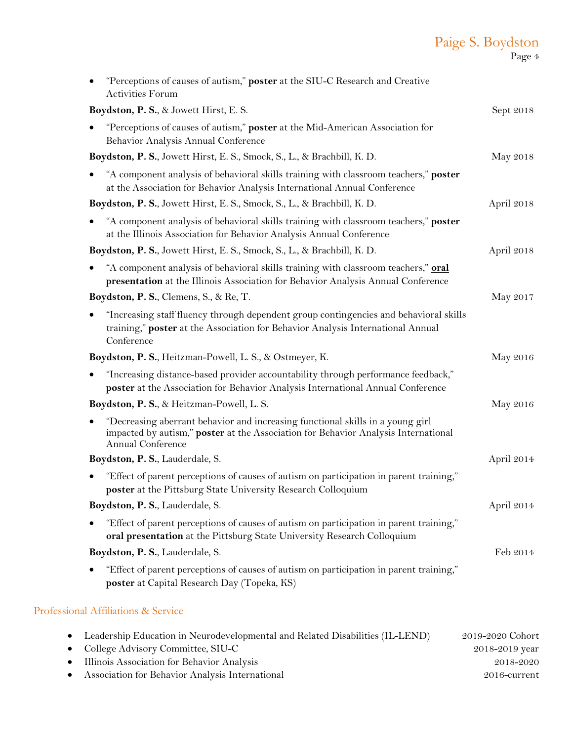- "Perceptions of causes of autism," **poster** at the SIU-C Research and Creative Activities Forum

**Boydston, P. S.**, & Jowett Hirst, E. S. Sept 2018

- "Perceptions of causes of autism," **poster** at the Mid-American Association for Behavior Analysis Annual Conference

**Boydston, P. S.**, Jowett Hirst, E. S., Smock, S., L., & Brachbill, K. D. May 2018

- "A component analysis of behavioral skills training with classroom teachers," **poster** at the Association for Behavior Analysis International Annual Conference

**Boydston, P. S.**, Jowett Hirst, E. S., Smock, S., L., & Brachbill, K. D. April 2018

- "A component analysis of behavioral skills training with classroom teachers," **poster** at the Illinois Association for Behavior Analysis Annual Conference

**Boydston, P. S.**, Jowett Hirst, E. S., Smock, S., L., & Brachbill, K. D. April 2018

- "A component analysis of behavioral skills training with classroom teachers," **oral presentation** at the Illinois Association for Behavior Analysis Annual Conference

**Boydston, P. S.**, Clemens, S., & Re, T. May 2017

- "Increasing staff fluency through dependent group contingencies and behavioral skills training," **poster** at the Association for Behavior Analysis International Annual Conference

**Boydston, P. S.**, Heitzman-Powell, L. S., & Ostmeyer, K. May 2016

- "Increasing distance-based provider accountability through performance feedback," **poster** at the Association for Behavior Analysis International Annual Conference

**Boydston, P. S.**, & Heitzman-Powell, L. S. May 2016

- "Decreasing aberrant behavior and increasing functional skills in a young girl impacted by autism," **poster** at the Association for Behavior Analysis International Annual Conference

**Boydston, P. S.**, Lauderdale, S. April 2014

- "Effect of parent perceptions of causes of autism on participation in parent training," **poster** at the Pittsburg State University Research Colloquium

**Boydston, P. S.**, Lauderdale, S. April 2014

- "Effect of parent perceptions of causes of autism on participation in parent training," **oral presentation** at the Pittsburg State University Research Colloquium

**Boydston, P. S.**, Lauderdale, S. Feb 2014

- "Effect of parent perceptions of causes of autism on participation in parent training," **poster** at Capital Research Day (Topeka, KS)

## Professional Affiliations & Service

- Leadership Education in Neurodevelopmental and Related Disabilities (IL-LEND) 2019-2020 Cohort
- College Advisory Committee, SIU-C 2018-2019 year
- Illinois Association for Behavior Analysis 2018-2020
- Association for Behavior Analysis International 2016-current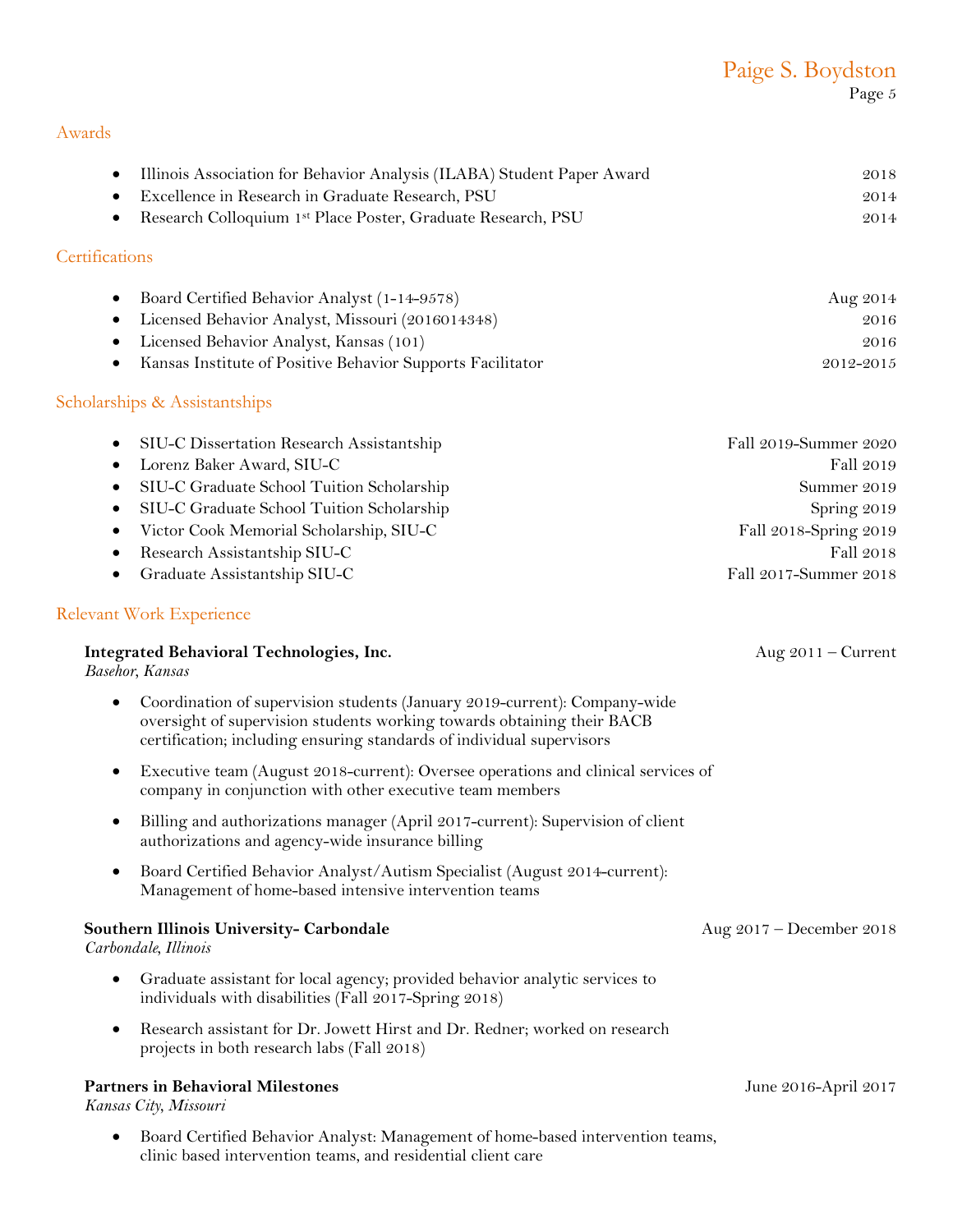## Awards

- Illinois Association for Behavior Analysis (ILABA) Student Paper Award — 2018
- Excellence in Research in Graduate Research, PSU — 2014
- Research Colloquium 1st Place Poster, Graduate Research, PSU — 2014

## Certifications

- Board Certified Behavior Analyst (1-14-9578) — Aug 2014
- Licensed Behavior Analyst, Missouri (2016014348) — 2016
- Licensed Behavior Analyst, Kansas (101) — 2016
- Kansas Institute of Positive Behavior Supports Facilitator — 2012-2015

## Scholarships & Assistantships

- SIU-C Dissertation Research Assistantship — Fall 2019-Summer 2020
- Lorenz Baker Award, SIU-C — Fall 2019
- SIU-C Graduate School Tuition Scholarship — Summer 2019
- SIU-C Graduate School Tuition Scholarship — Spring 2019
- Victor Cook Memorial Scholarship, SIU-C — Fall 2018-Spring 2019
- Research Assistantship SIU-C — Fall 2018
- Graduate Assistantship SIU-C — Fall 2017-Summer 2018

## Relevant Work Experience

**Integrated Behavioral Technologies, Inc.** — Aug 2011 – Current
*Basehor, Kansas*

- Coordination of supervision students (January 2019-current): Company-wide oversight of supervision students working towards obtaining their BACB certification; including ensuring standards of individual supervisors
- Executive team (August 2018-current): Oversee operations and clinical services of company in conjunction with other executive team members
- Billing and authorizations manager (April 2017-current): Supervision of client authorizations and agency-wide insurance billing
- Board Certified Behavior Analyst/Autism Specialist (August 2014–current): Management of home-based intensive intervention teams

**Southern Illinois University- Carbondale** — Aug 2017 – December 2018
*Carbondale, Illinois*

- Graduate assistant for local agency; provided behavior analytic services to individuals with disabilities (Fall 2017-Spring 2018)
- Research assistant for Dr. Jowett Hirst and Dr. Redner; worked on research projects in both research labs (Fall 2018)

**Partners in Behavioral Milestones** — June 2016-April 2017
*Kansas City, Missouri*

- Board Certified Behavior Analyst: Management of home-based intervention teams, clinic based intervention teams, and residential client care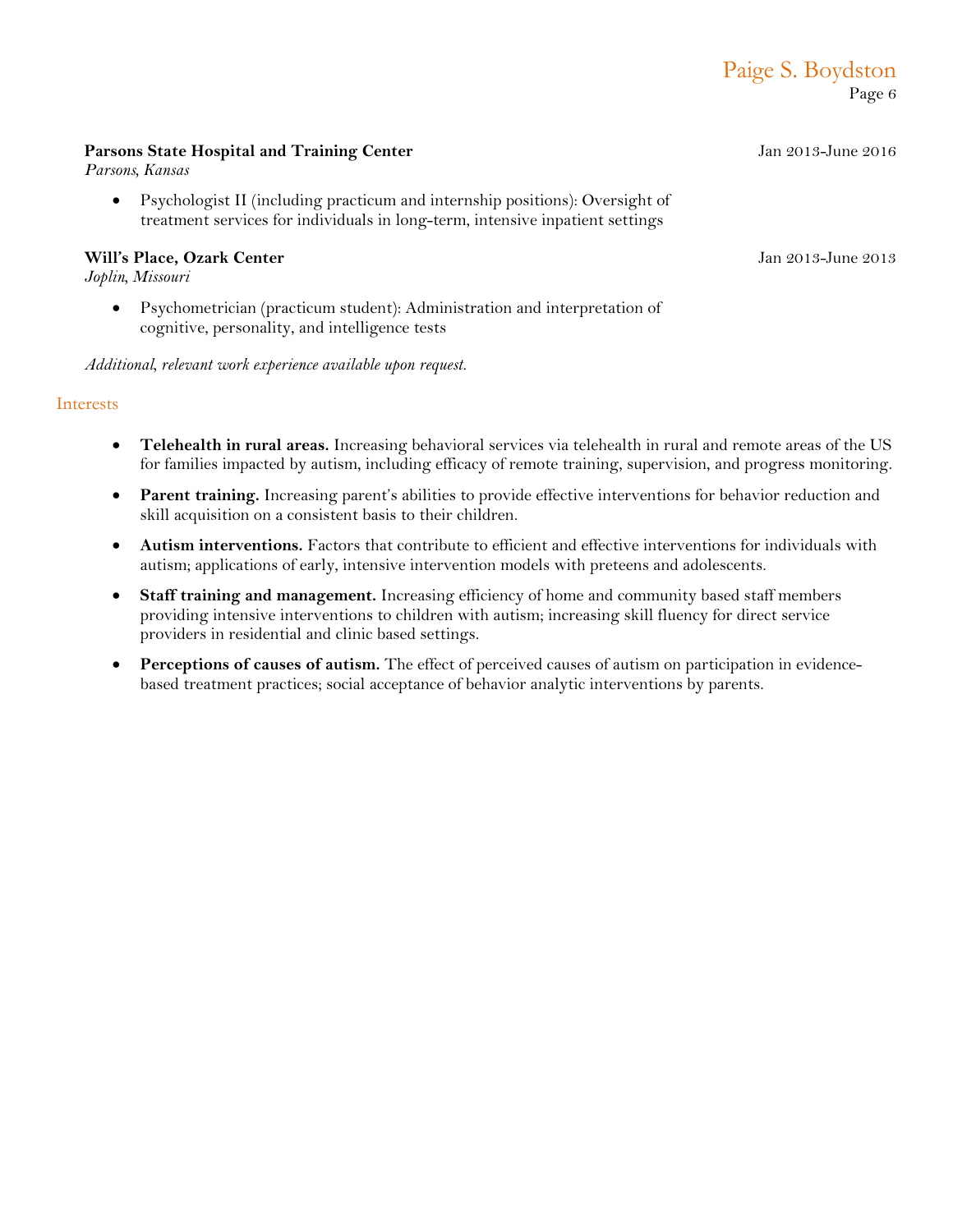**Parsons State Hospital and Training Center** Jan 2013-June 2016
*Parsons, Kansas*

- Psychologist II (including practicum and internship positions): Oversight of treatment services for individuals in long-term, intensive inpatient settings

**Will's Place, Ozark Center** Jan 2013-June 2013
*Joplin, Missouri*

- Psychometrician (practicum student): Administration and interpretation of cognitive, personality, and intelligence tests

*Additional, relevant work experience available upon request.*

## Interests

- **Telehealth in rural areas.** Increasing behavioral services via telehealth in rural and remote areas of the US for families impacted by autism, including efficacy of remote training, supervision, and progress monitoring.
- **Parent training.** Increasing parent's abilities to provide effective interventions for behavior reduction and skill acquisition on a consistent basis to their children.
- **Autism interventions.** Factors that contribute to efficient and effective interventions for individuals with autism; applications of early, intensive intervention models with preteens and adolescents.
- **Staff training and management.** Increasing efficiency of home and community based staff members providing intensive interventions to children with autism; increasing skill fluency for direct service providers in residential and clinic based settings.
- **Perceptions of causes of autism.** The effect of perceived causes of autism on participation in evidence-based treatment practices; social acceptance of behavior analytic interventions by parents.